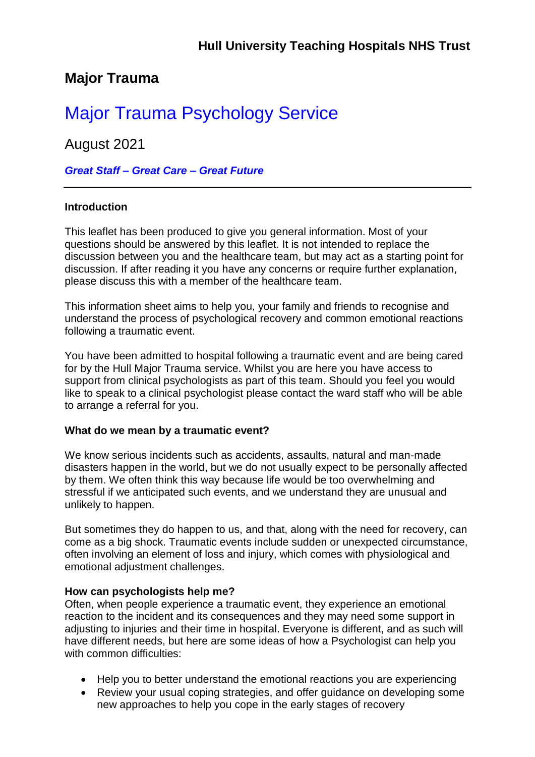**Hull University Teaching Hospitals NHS Trust**

## Major Trauma

# Major Trauma Psychology Service

August 2021

***Great Staff – Great Care – Great Future***

---

**Introduction**

This leaflet has been produced to give you general information. Most of your questions should be answered by this leaflet. It is not intended to replace the discussion between you and the healthcare team, but may act as a starting point for discussion. If after reading it you have any concerns or require further explanation, please discuss this with a member of the healthcare team.

This information sheet aims to help you, your family and friends to recognise and understand the process of psychological recovery and common emotional reactions following a traumatic event.

You have been admitted to hospital following a traumatic event and are being cared for by the Hull Major Trauma service. Whilst you are here you have access to support from clinical psychologists as part of this team. Should you feel you would like to speak to a clinical psychologist please contact the ward staff who will be able to arrange a referral for you.

**What do we mean by a traumatic event?**

We know serious incidents such as accidents, assaults, natural and man-made disasters happen in the world, but we do not usually expect to be personally affected by them. We often think this way because life would be too overwhelming and stressful if we anticipated such events, and we understand they are unusual and unlikely to happen.

But sometimes they do happen to us, and that, along with the need for recovery, can come as a big shock. Traumatic events include sudden or unexpected circumstance, often involving an element of loss and injury, which comes with physiological and emotional adjustment challenges.

**How can psychologists help me?**

Often, when people experience a traumatic event, they experience an emotional reaction to the incident and its consequences and they may need some support in adjusting to injuries and their time in hospital. Everyone is different, and as such will have different needs, but here are some ideas of how a Psychologist can help you with common difficulties:

- Help you to better understand the emotional reactions you are experiencing
- Review your usual coping strategies, and offer guidance on developing some new approaches to help you cope in the early stages of recovery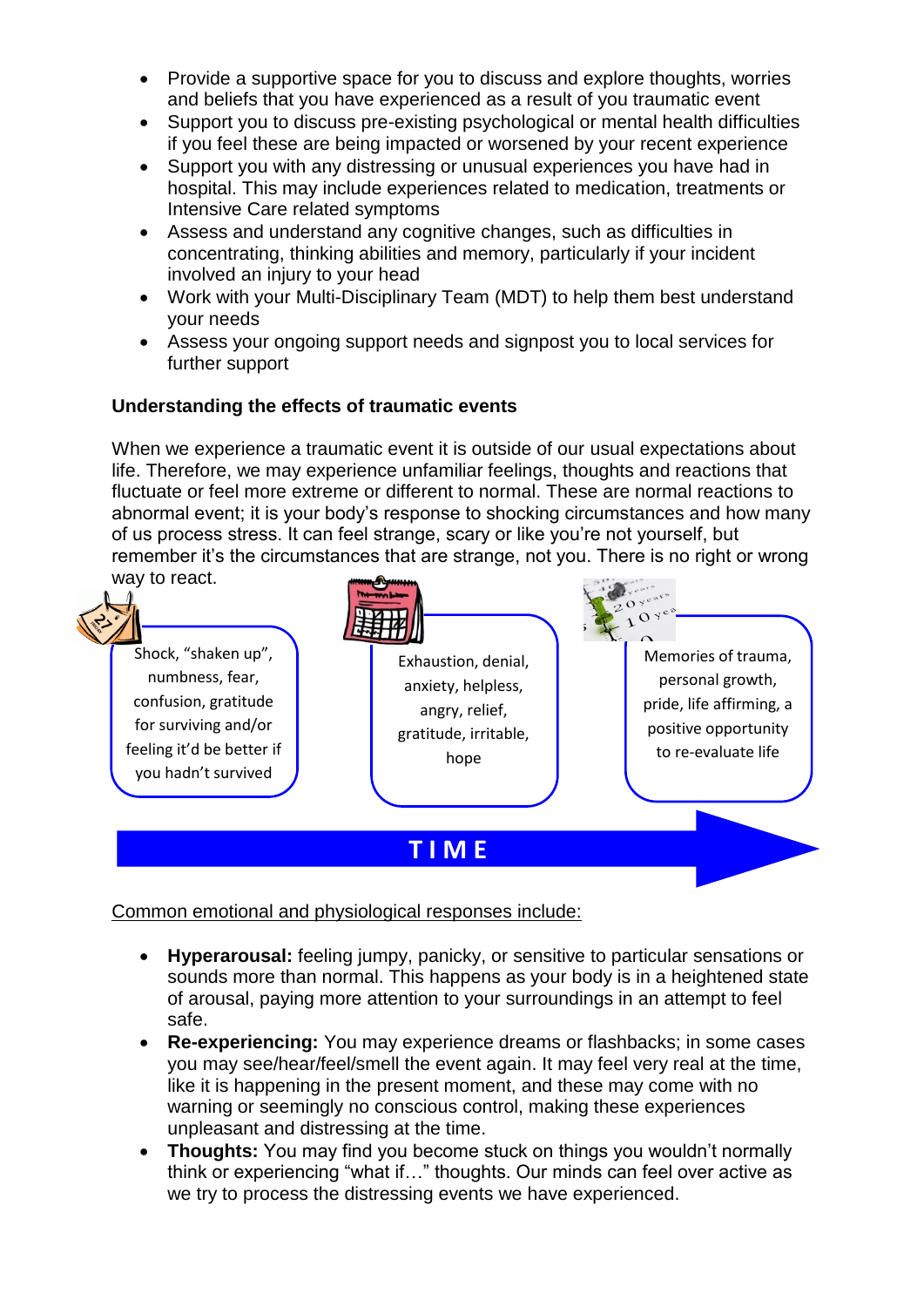- Provide a supportive space for you to discuss and explore thoughts, worries and beliefs that you have experienced as a result of you traumatic event
- Support you to discuss pre-existing psychological or mental health difficulties if you feel these are being impacted or worsened by your recent experience
- Support you with any distressing or unusual experiences you have had in hospital. This may include experiences related to medication, treatments or Intensive Care related symptoms
- Assess and understand any cognitive changes, such as difficulties in concentrating, thinking abilities and memory, particularly if your incident involved an injury to your head
- Work with your Multi-Disciplinary Team (MDT) to help them best understand your needs
- Assess your ongoing support needs and signpost you to local services for further support

**Understanding the effects of traumatic events**

When we experience a traumatic event it is outside of our usual expectations about life. Therefore, we may experience unfamiliar feelings, thoughts and reactions that fluctuate or feel more extreme or different to normal. These are normal reactions to abnormal event; it is your body's response to shocking circumstances and how many of us process stress. It can feel strange, scary or like you're not yourself, but remember it's the circumstances that are strange, not you. There is no right or wrong way to react.

Shock, "shaken up", numbness, fear, confusion, gratitude for surviving and/or feeling it'd be better if you hadn't survived

Exhaustion, denial, anxiety, helpless, angry, relief, gratitude, irritable, hope

Memories of trauma, personal growth, pride, life affirming, a positive opportunity to re-evaluate life

**TIME** →

Common emotional and physiological responses include:

- **Hyperarousal:** feeling jumpy, panicky, or sensitive to particular sensations or sounds more than normal. This happens as your body is in a heightened state of arousal, paying more attention to your surroundings in an attempt to feel safe.
- **Re-experiencing:** You may experience dreams or flashbacks; in some cases you may see/hear/feel/smell the event again. It may feel very real at the time, like it is happening in the present moment, and these may come with no warning or seemingly no conscious control, making these experiences unpleasant and distressing at the time.
- **Thoughts:** You may find you become stuck on things you wouldn't normally think or experiencing "what if…" thoughts. Our minds can feel over active as we try to process the distressing events we have experienced.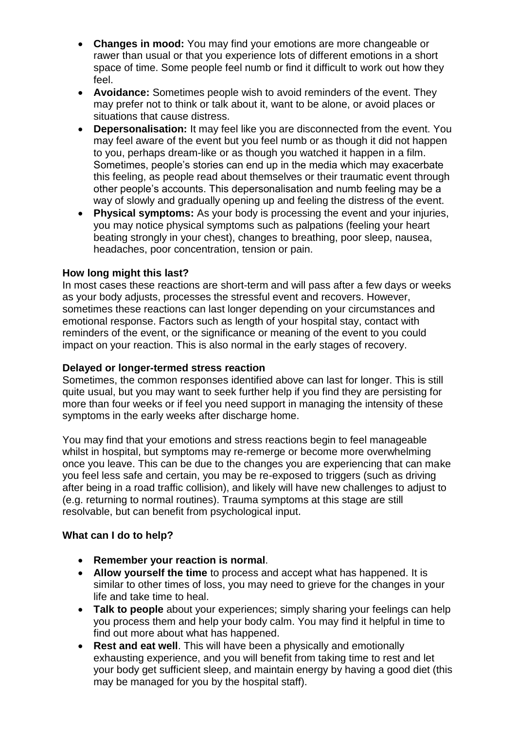- **Changes in mood:** You may find your emotions are more changeable or rawer than usual or that you experience lots of different emotions in a short space of time. Some people feel numb or find it difficult to work out how they feel.
- **Avoidance:** Sometimes people wish to avoid reminders of the event. They may prefer not to think or talk about it, want to be alone, or avoid places or situations that cause distress.
- **Depersonalisation:** It may feel like you are disconnected from the event. You may feel aware of the event but you feel numb or as though it did not happen to you, perhaps dream-like or as though you watched it happen in a film. Sometimes, people's stories can end up in the media which may exacerbate this feeling, as people read about themselves or their traumatic event through other people's accounts. This depersonalisation and numb feeling may be a way of slowly and gradually opening up and feeling the distress of the event.
- **Physical symptoms:** As your body is processing the event and your injuries, you may notice physical symptoms such as palpations (feeling your heart beating strongly in your chest), changes to breathing, poor sleep, nausea, headaches, poor concentration, tension or pain.

**How long might this last?**

In most cases these reactions are short-term and will pass after a few days or weeks as your body adjusts, processes the stressful event and recovers. However, sometimes these reactions can last longer depending on your circumstances and emotional response. Factors such as length of your hospital stay, contact with reminders of the event, or the significance or meaning of the event to you could impact on your reaction. This is also normal in the early stages of recovery.

**Delayed or longer-termed stress reaction**

Sometimes, the common responses identified above can last for longer. This is still quite usual, but you may want to seek further help if you find they are persisting for more than four weeks or if feel you need support in managing the intensity of these symptoms in the early weeks after discharge home.

You may find that your emotions and stress reactions begin to feel manageable whilst in hospital, but symptoms may re-remerge or become more overwhelming once you leave. This can be due to the changes you are experiencing that can make you feel less safe and certain, you may be re-exposed to triggers (such as driving after being in a road traffic collision), and likely will have new challenges to adjust to (e.g. returning to normal routines). Trauma symptoms at this stage are still resolvable, but can benefit from psychological input.

**What can I do to help?**

- **Remember your reaction is normal**.
- **Allow yourself the time** to process and accept what has happened. It is similar to other times of loss, you may need to grieve for the changes in your life and take time to heal.
- **Talk to people** about your experiences; simply sharing your feelings can help you process them and help your body calm. You may find it helpful in time to find out more about what has happened.
- **Rest and eat well**. This will have been a physically and emotionally exhausting experience, and you will benefit from taking time to rest and let your body get sufficient sleep, and maintain energy by having a good diet (this may be managed for you by the hospital staff).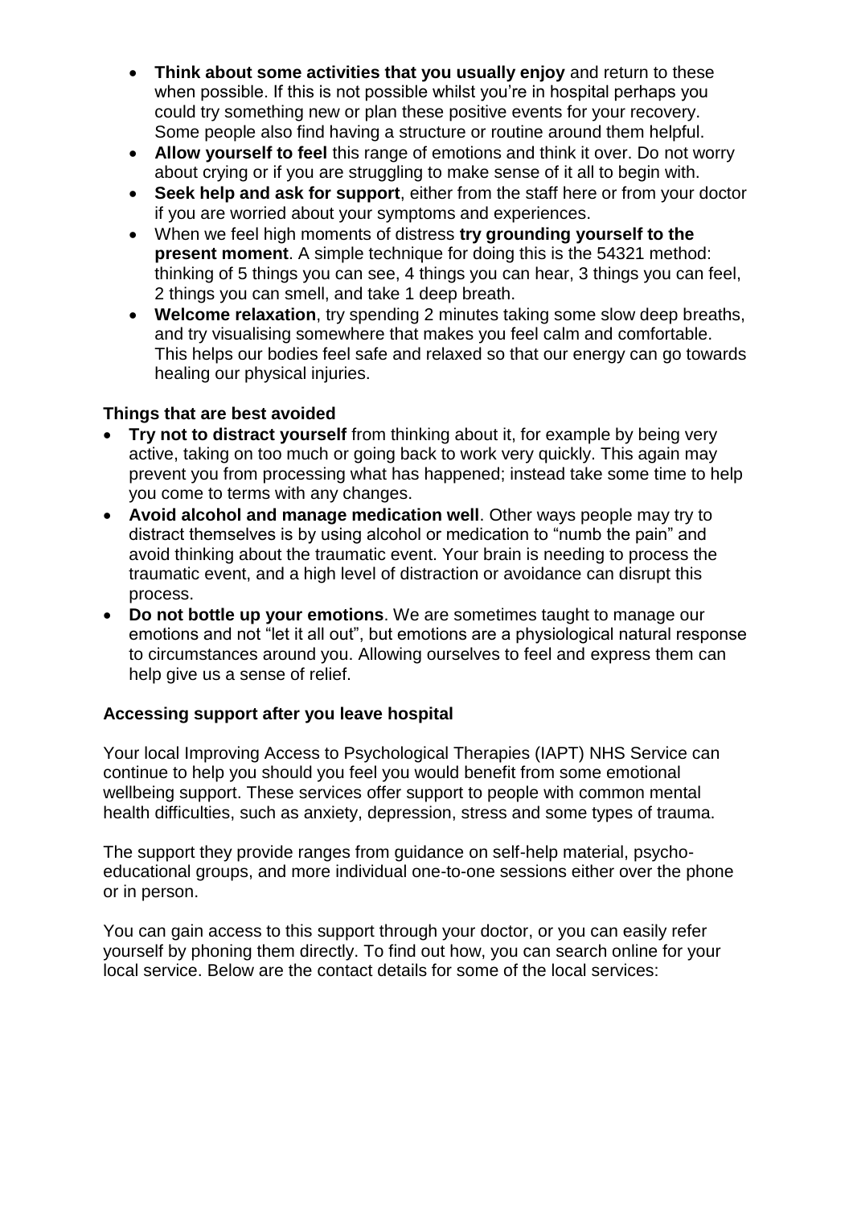- **Think about some activities that you usually enjoy** and return to these when possible. If this is not possible whilst you're in hospital perhaps you could try something new or plan these positive events for your recovery. Some people also find having a structure or routine around them helpful.
- **Allow yourself to feel** this range of emotions and think it over. Do not worry about crying or if you are struggling to make sense of it all to begin with.
- **Seek help and ask for support**, either from the staff here or from your doctor if you are worried about your symptoms and experiences.
- When we feel high moments of distress **try grounding yourself to the present moment**. A simple technique for doing this is the 54321 method: thinking of 5 things you can see, 4 things you can hear, 3 things you can feel, 2 things you can smell, and take 1 deep breath.
- **Welcome relaxation**, try spending 2 minutes taking some slow deep breaths, and try visualising somewhere that makes you feel calm and comfortable. This helps our bodies feel safe and relaxed so that our energy can go towards healing our physical injuries.

### Things that are best avoided

- **Try not to distract yourself** from thinking about it, for example by being very active, taking on too much or going back to work very quickly. This again may prevent you from processing what has happened; instead take some time to help you come to terms with any changes.
- **Avoid alcohol and manage medication well**. Other ways people may try to distract themselves is by using alcohol or medication to "numb the pain" and avoid thinking about the traumatic event. Your brain is needing to process the traumatic event, and a high level of distraction or avoidance can disrupt this process.
- **Do not bottle up your emotions**. We are sometimes taught to manage our emotions and not "let it all out", but emotions are a physiological natural response to circumstances around you. Allowing ourselves to feel and express them can help give us a sense of relief.

### Accessing support after you leave hospital

Your local Improving Access to Psychological Therapies (IAPT) NHS Service can continue to help you should you feel you would benefit from some emotional wellbeing support. These services offer support to people with common mental health difficulties, such as anxiety, depression, stress and some types of trauma.

The support they provide ranges from guidance on self-help material, psycho-educational groups, and more individual one-to-one sessions either over the phone or in person.

You can gain access to this support through your doctor, or you can easily refer yourself by phoning them directly. To find out how, you can search online for your local service. Below are the contact details for some of the local services: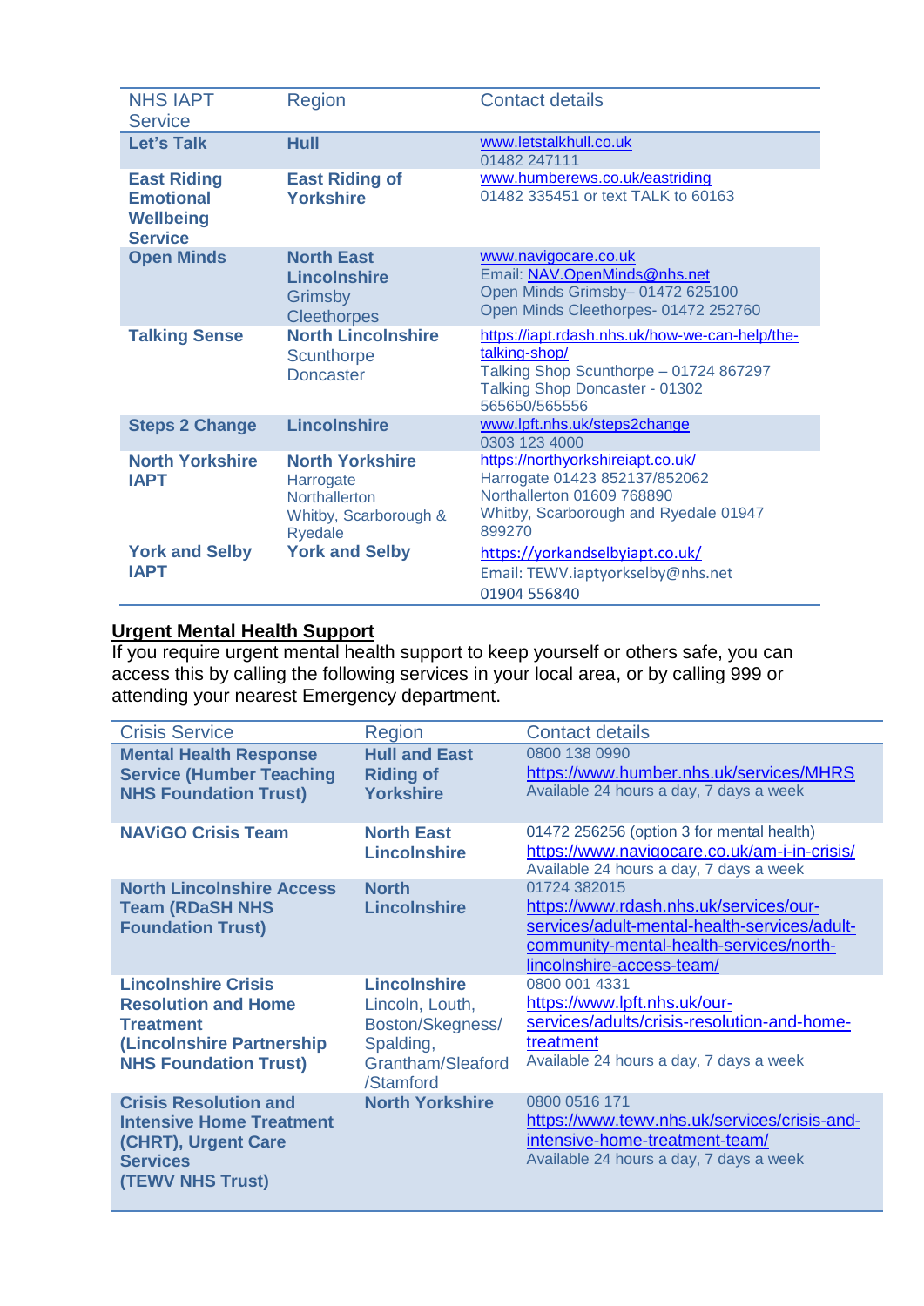| NHS IAPT Service | Region | Contact details |
|---|---|---|
| **Let's Talk** | **Hull** | www.letstalkhull.co.uk<br>01482 247111 |
| **East Riding Emotional Wellbeing Service** | **East Riding of Yorkshire** | www.humberews.co.uk/eastriding<br>01482 335451 or text TALK to 60163 |
| **Open Minds** | **North East Lincolnshire**<br>Grimsby<br>Cleethorpes | www.navigocare.co.uk<br>Email: NAV.OpenMinds@nhs.net<br>Open Minds Grimsby– 01472 625100<br>Open Minds Cleethorpes- 01472 252760 |
| **Talking Sense** | **North Lincolnshire**<br>Scunthorpe<br>Doncaster | https://iapt.rdash.nhs.uk/how-we-can-help/the-talking-shop/<br>Talking Shop Scunthorpe – 01724 867297<br>Talking Shop Doncaster - 01302 565650/565556 |
| **Steps 2 Change** | **Lincolnshire** | www.lpft.nhs.uk/steps2change<br>0303 123 4000 |
| **North Yorkshire IAPT** | **North Yorkshire**<br>Harrogate<br>Northallerton<br>Whitby, Scarborough & Ryedale | https://northyorkshireiapt.co.uk/<br>Harrogate 01423 852137/852062<br>Northallerton 01609 768890<br>Whitby, Scarborough and Ryedale 01947 899270 |
| **York and Selby IAPT** | **York and Selby** | https://yorkandselbyiapt.co.uk/<br>Email: TEWV.iaptyorkselby@nhs.net<br>01904 556840 |

## Urgent Mental Health Support

If you require urgent mental health support to keep yourself or others safe, you can access this by calling the following services in your local area, or by calling 999 or attending your nearest Emergency department.

| Crisis Service | Region | Contact details |
|---|---|---|
| **Mental Health Response Service (Humber Teaching NHS Foundation Trust)** | **Hull and East Riding of Yorkshire** | 0800 138 0990<br>https://www.humber.nhs.uk/services/MHRS<br>Available 24 hours a day, 7 days a week |
| **NAViGO Crisis Team** | **North East Lincolnshire** | 01472 256256 (option 3 for mental health)<br>https://www.navigocare.co.uk/am-i-in-crisis/<br>Available 24 hours a day, 7 days a week |
| **North Lincolnshire Access Team (RDaSH NHS Foundation Trust)** | **North Lincolnshire** | 01724 382015<br>https://www.rdash.nhs.uk/services/our-services/adult-mental-health-services/adult-community-mental-health-services/north-lincolnshire-access-team/ |
| **Lincolnshire Crisis Resolution and Home Treatment (Lincolnshire Partnership NHS Foundation Trust)** | **Lincolnshire**<br>Lincoln, Louth, Boston/Skegness/ Spalding, Grantham/Sleaford /Stamford | 0800 001 4331<br>https://www.lpft.nhs.uk/our-services/adults/crisis-resolution-and-home-treatment<br>Available 24 hours a day, 7 days a week |
| **Crisis Resolution and Intensive Home Treatment (CHRT), Urgent Care Services (TEWV NHS Trust)** | **North Yorkshire** | 0800 0516 171<br>https://www.tewv.nhs.uk/services/crisis-and-intensive-home-treatment-team/<br>Available 24 hours a day, 7 days a week |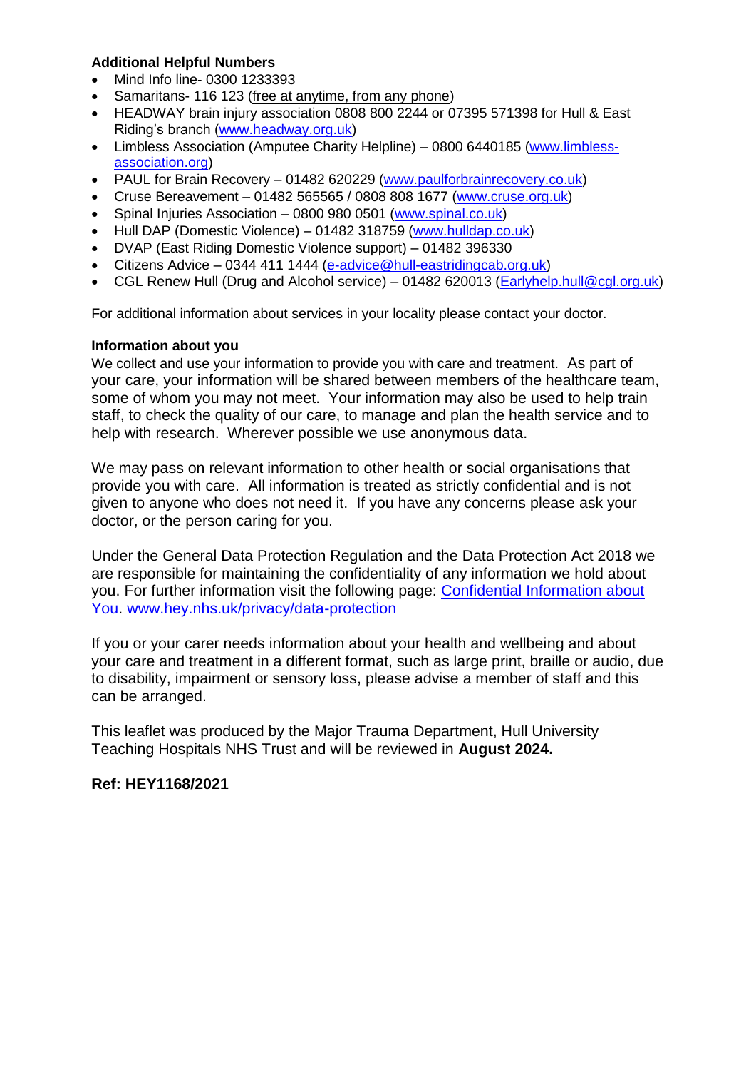**Additional Helpful Numbers**

- Mind Info line- 0300 1233393
- Samaritans- 116 123 (free at anytime, from any phone)
- HEADWAY brain injury association 0808 800 2244 or 07395 571398 for Hull & East Riding's branch (www.headway.org.uk)
- Limbless Association (Amputee Charity Helpline) – 0800 6440185 (www.limbless-association.org)
- PAUL for Brain Recovery – 01482 620229 (www.paulforbrainrecovery.co.uk)
- Cruse Bereavement – 01482 565565 / 0808 808 1677 (www.cruse.org.uk)
- Spinal Injuries Association – 0800 980 0501 (www.spinal.co.uk)
- Hull DAP (Domestic Violence) – 01482 318759 (www.hulldap.co.uk)
- DVAP (East Riding Domestic Violence support) – 01482 396330
- Citizens Advice – 0344 411 1444 (e-advice@hull-eastridingcab.org.uk)
- CGL Renew Hull (Drug and Alcohol service) – 01482 620013 (Earlyhelp.hull@cgl.org.uk)

For additional information about services in your locality please contact your doctor.

**Information about you**

We collect and use your information to provide you with care and treatment. As part of your care, your information will be shared between members of the healthcare team, some of whom you may not meet. Your information may also be used to help train staff, to check the quality of our care, to manage and plan the health service and to help with research. Wherever possible we use anonymous data.

We may pass on relevant information to other health or social organisations that provide you with care. All information is treated as strictly confidential and is not given to anyone who does not need it. If you have any concerns please ask your doctor, or the person caring for you.

Under the General Data Protection Regulation and the Data Protection Act 2018 we are responsible for maintaining the confidentiality of any information we hold about you. For further information visit the following page: Confidential Information about You. www.hey.nhs.uk/privacy/data-protection

If you or your carer needs information about your health and wellbeing and about your care and treatment in a different format, such as large print, braille or audio, due to disability, impairment or sensory loss, please advise a member of staff and this can be arranged.

This leaflet was produced by the Major Trauma Department, Hull University Teaching Hospitals NHS Trust and will be reviewed in **August 2024.**

**Ref: HEY1168/2021**